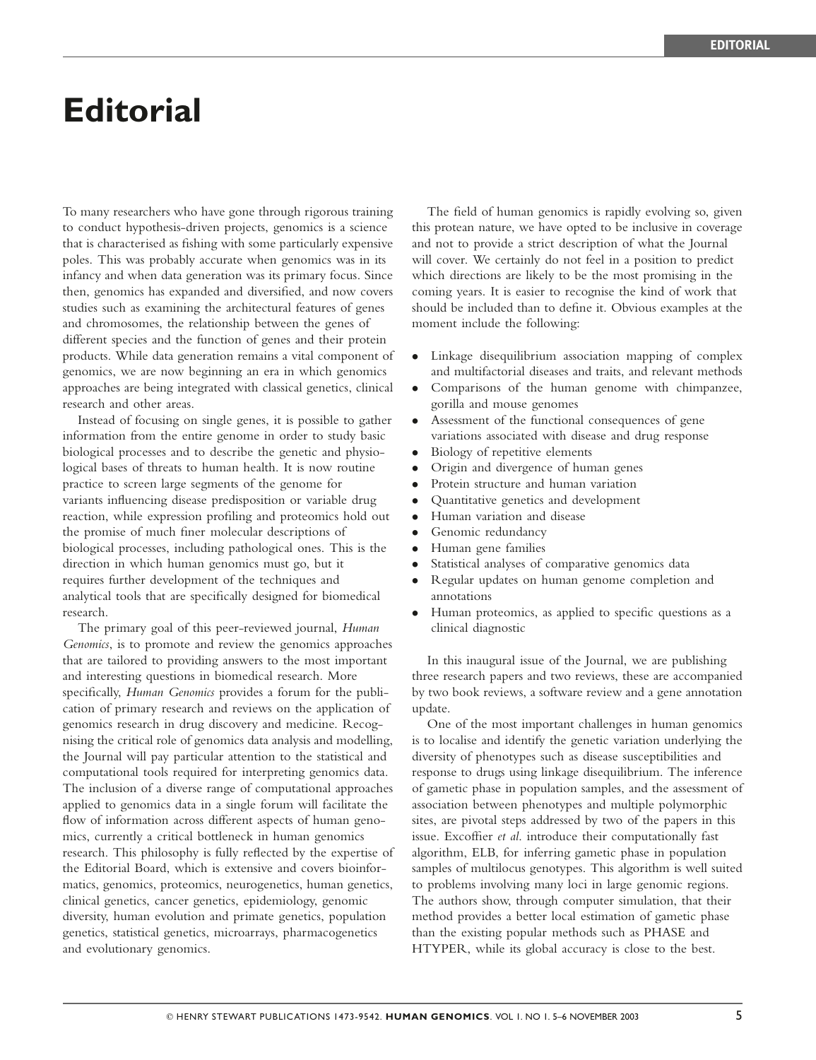# Editorial

To many researchers who have gone through rigorous training to conduct hypothesis-driven projects, genomics is a science that is characterised as fishing with some particularly expensive poles. This was probably accurate when genomics was in its infancy and when data generation was its primary focus. Since then, genomics has expanded and diversified, and now covers studies such as examining the architectural features of genes and chromosomes, the relationship between the genes of different species and the function of genes and their protein products. While data generation remains a vital component of genomics, we are now beginning an era in which genomics approaches are being integrated with classical genetics, clinical research and other areas.

Instead of focusing on single genes, it is possible to gather information from the entire genome in order to study basic biological processes and to describe the genetic and physiological bases of threats to human health. It is now routine practice to screen large segments of the genome for variants influencing disease predisposition or variable drug reaction, while expression profiling and proteomics hold out the promise of much finer molecular descriptions of biological processes, including pathological ones. This is the direction in which human genomics must go, but it requires further development of the techniques and analytical tools that are specifically designed for biomedical research.

The primary goal of this peer-reviewed journal, *Human Genomics*, is to promote and review the genomics approaches that are tailored to providing answers to the most important and interesting questions in biomedical research. More specifically, *Human Genomics* provides a forum for the publication of primary research and reviews on the application of genomics research in drug discovery and medicine. Recognising the critical role of genomics data analysis and modelling, the Journal will pay particular attention to the statistical and computational tools required for interpreting genomics data. The inclusion of a diverse range of computational approaches applied to genomics data in a single forum will facilitate the flow of information across different aspects of human genomics, currently a critical bottleneck in human genomics research. This philosophy is fully reflected by the expertise of the Editorial Board, which is extensive and covers bioinformatics, genomics, proteomics, neurogenetics, human genetics, clinical genetics, cancer genetics, epidemiology, genomic diversity, human evolution and primate genetics, population genetics, statistical genetics, microarrays, pharmacogenetics and evolutionary genomics.

The field of human genomics is rapidly evolving so, given this protean nature, we have opted to be inclusive in coverage and not to provide a strict description of what the Journal will cover. We certainly do not feel in a position to predict which directions are likely to be the most promising in the coming years. It is easier to recognise the kind of work that should be included than to define it. Obvious examples at the moment include the following:

- Linkage disequilibrium association mapping of complex and multifactorial diseases and traits, and relevant methods
- Comparisons of the human genome with chimpanzee, gorilla and mouse genomes
- Assessment of the functional consequences of gene variations associated with disease and drug response
- Biology of repetitive elements
- Origin and divergence of human genes
- Protein structure and human variation
- Quantitative genetics and development
- Human variation and disease
- Genomic redundancy
- Human gene families
- Statistical analyses of comparative genomics data
- Regular updates on human genome completion and annotations
- Human proteomics, as applied to specific questions as a clinical diagnostic

In this inaugural issue of the Journal, we are publishing three research papers and two reviews, these are accompanied by two book reviews, a software review and a gene annotation update.

One of the most important challenges in human genomics is to localise and identify the genetic variation underlying the diversity of phenotypes such as disease susceptibilities and response to drugs using linkage disequilibrium. The inference of gametic phase in population samples, and the assessment of association between phenotypes and multiple polymorphic sites, are pivotal steps addressed by two of the papers in this issue. Excoffier *et al*. introduce their computationally fast algorithm, ELB, for inferring gametic phase in population samples of multilocus genotypes. This algorithm is well suited to problems involving many loci in large genomic regions. The authors show, through computer simulation, that their method provides a better local estimation of gametic phase than the existing popular methods such as PHASE and HTYPER, while its global accuracy is close to the best.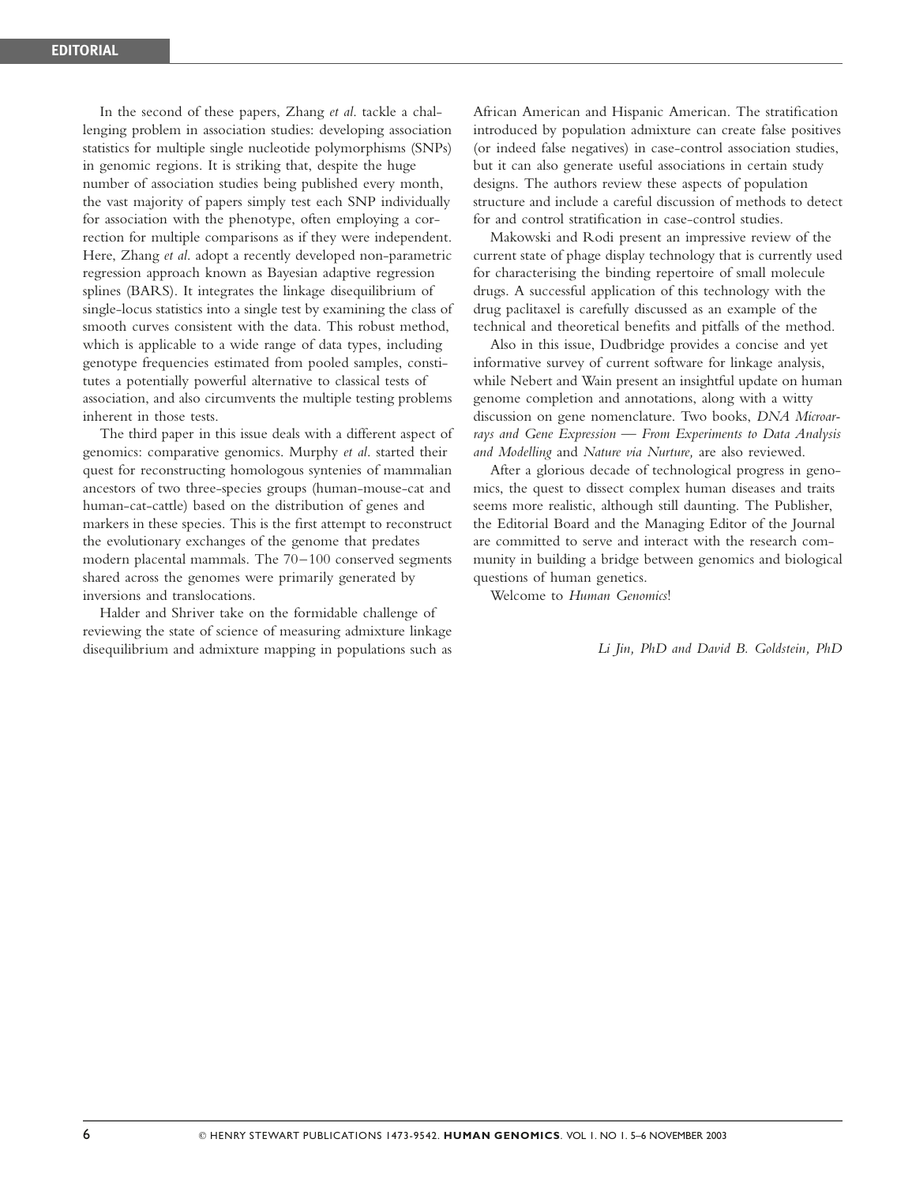In the second of these papers, Zhang *et al.* tackle a challenging problem in association studies: developing association statistics for multiple single nucleotide polymorphisms (SNPs) in genomic regions. It is striking that, despite the huge number of association studies being published every month, the vast majority of papers simply test each SNP individually for association with the phenotype, often employing a correction for multiple comparisons as if they were independent. Here, Zhang *et al.* adopt a recently developed non-parametric regression approach known as Bayesian adaptive regression splines (BARS). It integrates the linkage disequilibrium of single-locus statistics into a single test by examining the class of smooth curves consistent with the data. This robust method, which is applicable to a wide range of data types, including genotype frequencies estimated from pooled samples, constitutes a potentially powerful alternative to classical tests of association, and also circumvents the multiple testing problems inherent in those tests.

The third paper in this issue deals with a different aspect of genomics: comparative genomics. Murphy *et al.* started their quest for reconstructing homologous syntenies of mammalian ancestors of two three-species groups (human-mouse-cat and human-cat-cattle) based on the distribution of genes and markers in these species. This is the first attempt to reconstruct the evolutionary exchanges of the genome that predates modern placental mammals. The 70–100 conserved segments shared across the genomes were primarily generated by inversions and translocations.

Halder and Shriver take on the formidable challenge of reviewing the state of science of measuring admixture linkage disequilibrium and admixture mapping in populations such as African American and Hispanic American. The stratification introduced by population admixture can create false positives (or indeed false negatives) in case-control association studies, but it can also generate useful associations in certain study designs. The authors review these aspects of population structure and include a careful discussion of methods to detect for and control stratification in case-control studies.

Makowski and Rodi present an impressive review of the current state of phage display technology that is currently used for characterising the binding repertoire of small molecule drugs. A successful application of this technology with the drug paclitaxel is carefully discussed as an example of the technical and theoretical benefits and pitfalls of the method.

Also in this issue, Dudbridge provides a concise and yet informative survey of current software for linkage analysis, while Nebert and Wain present an insightful update on human genome completion and annotations, along with a witty discussion on gene nomenclature. Two books, *DNA Microarrays and Gene Expression — From Experiments to Data Analysis and Modelling* and *Nature via Nurture,* are also reviewed.

After a glorious decade of technological progress in genomics, the quest to dissect complex human diseases and traits seems more realistic, although still daunting. The Publisher, the Editorial Board and the Managing Editor of the Journal are committed to serve and interact with the research community in building a bridge between genomics and biological questions of human genetics.

Welcome to *Human Genomics*!

*Li Jin, PhD and David B. Goldstein, PhD*